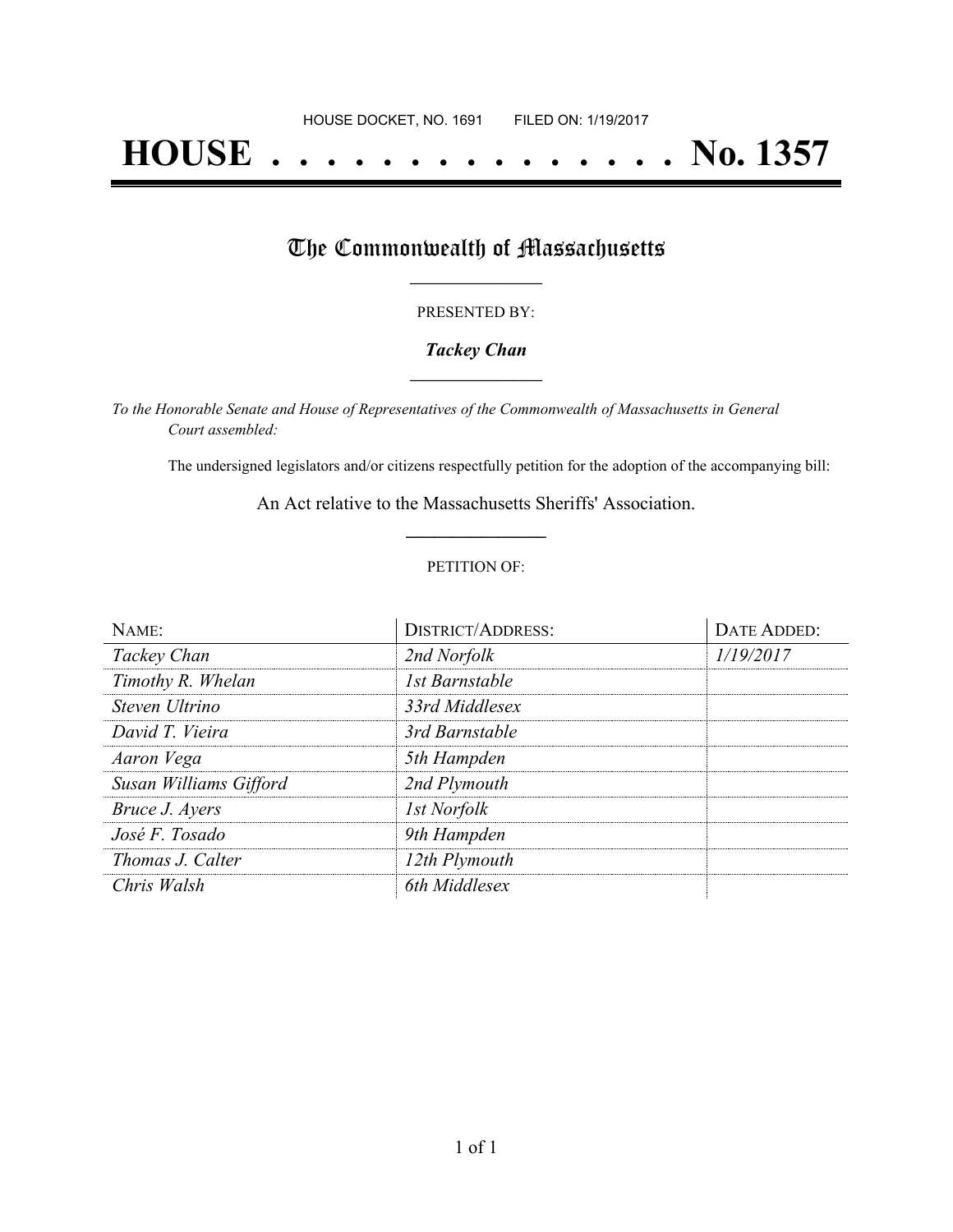HOUSE DOCKET, NO. 1691        FILED ON: 1/19/2017

# HOUSE . . . . . . . . . . . . . . . No. 1357

## The Commonwealth of Massachusetts

PRESENTED BY:

***Tackey Chan***

*To the Honorable Senate and House of Representatives of the Commonwealth of Massachusetts in General Court assembled:*

The undersigned legislators and/or citizens respectfully petition for the adoption of the accompanying bill:

An Act relative to the Massachusetts Sheriffs' Association.

PETITION OF:

| NAME: | DISTRICT/ADDRESS: | DATE ADDED: |
|---|---|---|
| *Tackey Chan* | *2nd Norfolk* | *1/19/2017* |
| *Timothy R. Whelan* | *1st Barnstable* | |
| *Steven Ultrino* | *33rd Middlesex* | |
| *David T. Vieira* | *3rd Barnstable* | |
| *Aaron Vega* | *5th Hampden* | |
| *Susan Williams Gifford* | *2nd Plymouth* | |
| *Bruce J. Ayers* | *1st Norfolk* | |
| *José F. Tosado* | *9th Hampden* | |
| *Thomas J. Calter* | *12th Plymouth* | |
| *Chris Walsh* | *6th Middlesex* | |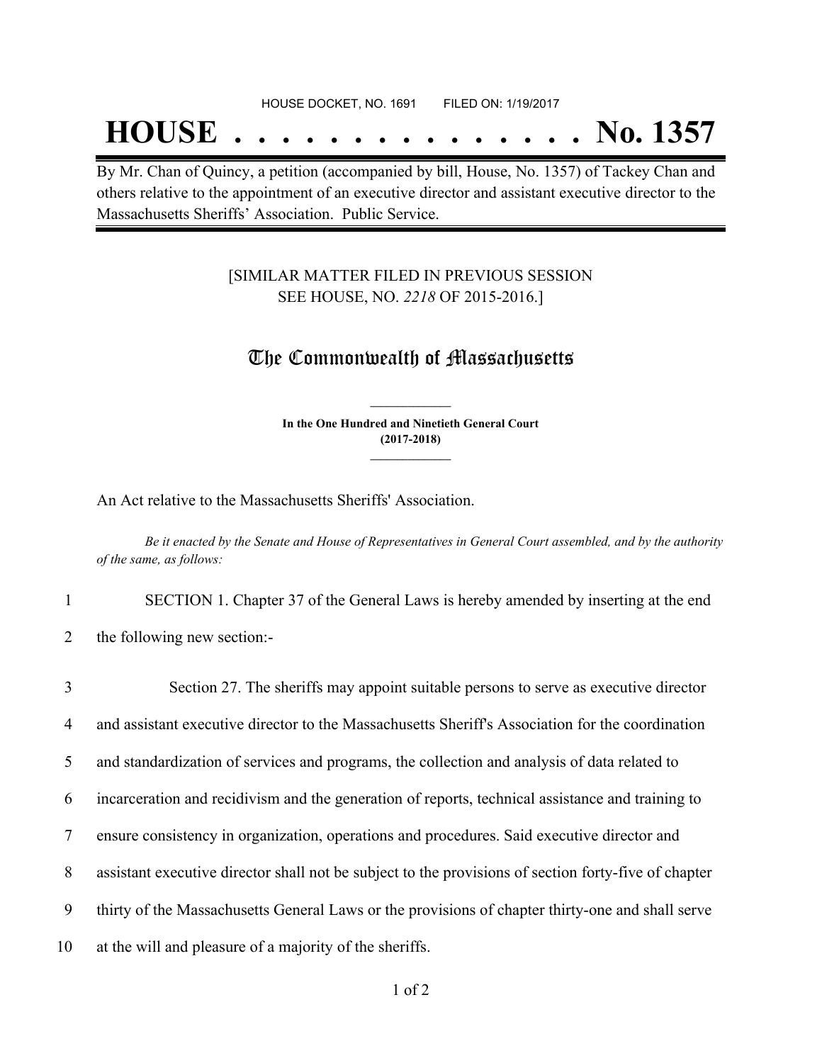HOUSE DOCKET, NO. 1691 FILED ON: 1/19/2017

# HOUSE . . . . . . . . . . . . . . . No. 1357

By Mr. Chan of Quincy, a petition (accompanied by bill, House, No. 1357) of Tackey Chan and others relative to the appointment of an executive director and assistant executive director to the Massachusetts Sheriffs' Association. Public Service.

[SIMILAR MATTER FILED IN PREVIOUS SESSION SEE HOUSE, NO. *2218* OF 2015-2016.]

## The Commonwealth of Massachusetts

**In the One Hundred and Ninetieth General Court (2017-2018)**

An Act relative to the Massachusetts Sheriffs' Association.

*Be it enacted by the Senate and House of Representatives in General Court assembled, and by the authority of the same, as follows:*

1 SECTION 1. Chapter 37 of the General Laws is hereby amended by inserting at the end
2 the following new section:-

3 Section 27. The sheriffs may appoint suitable persons to serve as executive director
4 and assistant executive director to the Massachusetts Sheriff's Association for the coordination
5 and standardization of services and programs, the collection and analysis of data related to
6 incarceration and recidivism and the generation of reports, technical assistance and training to
7 ensure consistency in organization, operations and procedures. Said executive director and
8 assistant executive director shall not be subject to the provisions of section forty-five of chapter
9 thirty of the Massachusetts General Laws or the provisions of chapter thirty-one and shall serve
10 at the will and pleasure of a majority of the sheriffs.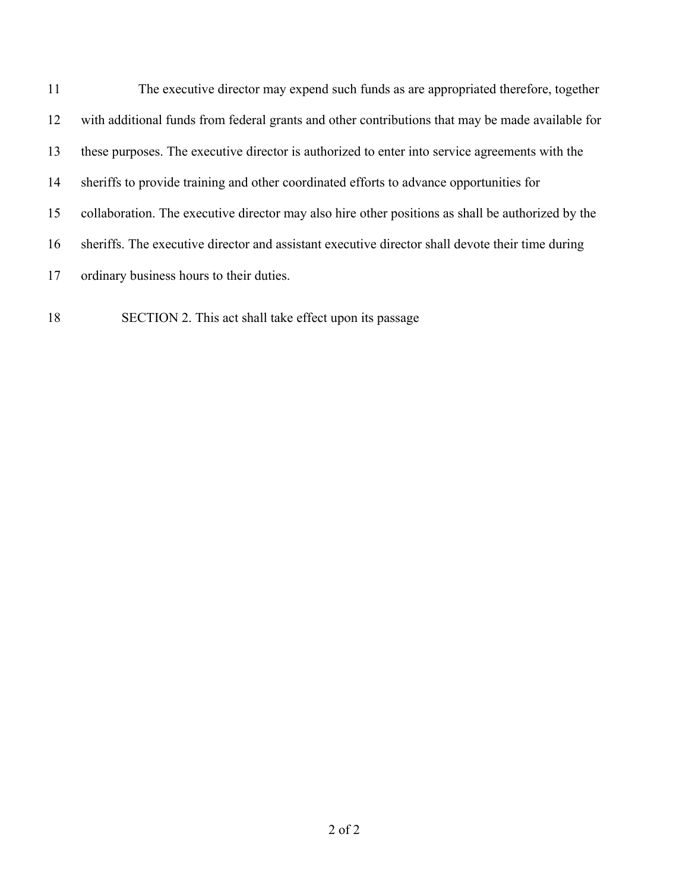The executive director may expend such funds as are appropriated therefore, together with additional funds from federal grants and other contributions that may be made available for these purposes. The executive director is authorized to enter into service agreements with the sheriffs to provide training and other coordinated efforts to advance opportunities for collaboration. The executive director may also hire other positions as shall be authorized by the sheriffs. The executive director and assistant executive director shall devote their time during ordinary business hours to their duties.

SECTION 2. This act shall take effect upon its passage